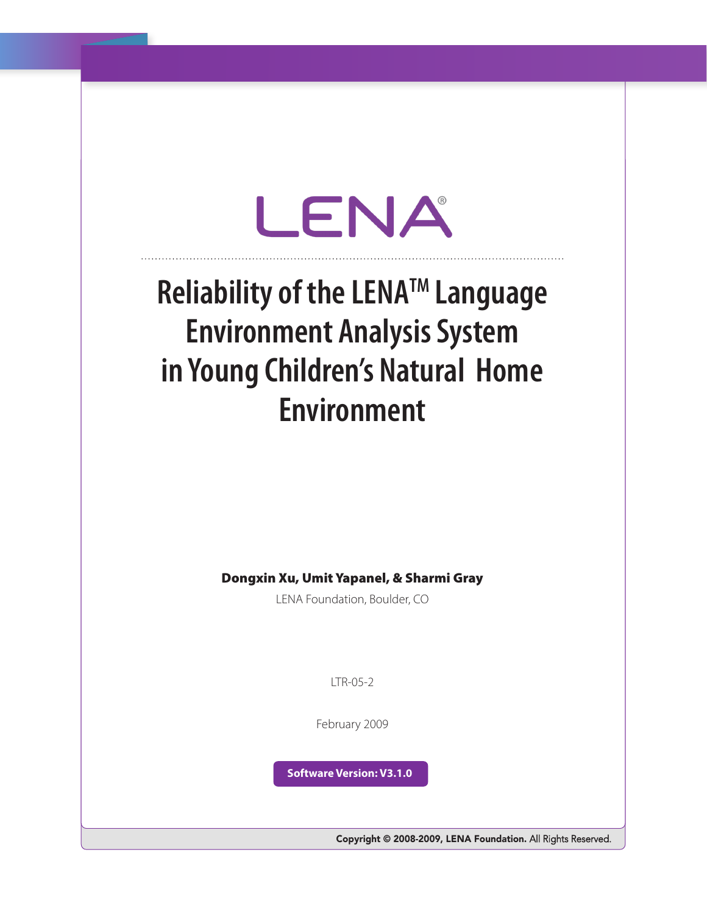LENA®

# Reliability of the LENA™ Language Environment Analysis System in Young Children's Natural Home Environment

**Dongxin Xu, Umit Yapanel, & Sharmi Gray**

LENA Foundation, Boulder, CO

LTR-05-2

February 2009

**Software Version: V3.1.0**

**Copyright © 2008-2009, LENA Foundation.** All Rights Reserved.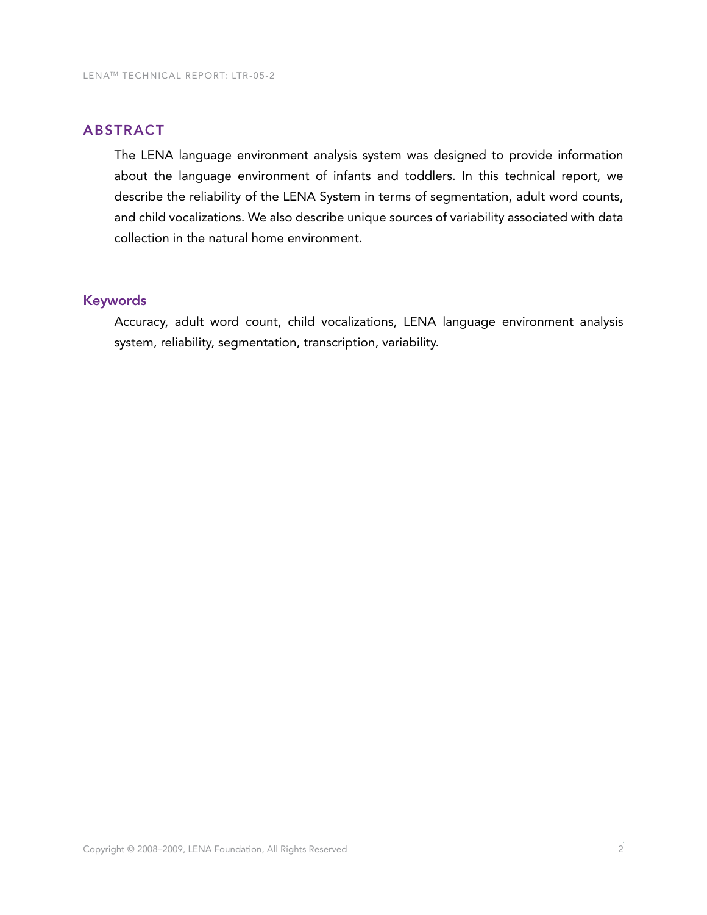## ABSTRACT

The LENA language environment analysis system was designed to provide information about the language environment of infants and toddlers. In this technical report, we describe the reliability of the LENA System in terms of segmentation, adult word counts, and child vocalizations. We also describe unique sources of variability associated with data collection in the natural home environment.

### Keywords

Accuracy, adult word count, child vocalizations, LENA language environment analysis system, reliability, segmentation, transcription, variability.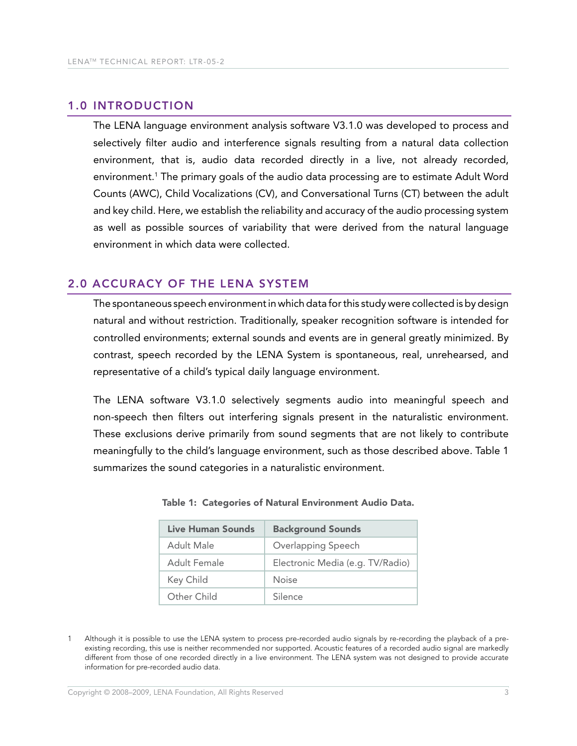## 1.0 INTRODUCTION

The LENA language environment analysis software V3.1.0 was developed to process and selectively filter audio and interference signals resulting from a natural data collection environment, that is, audio data recorded directly in a live, not already recorded, environment.[1] The primary goals of the audio data processing are to estimate Adult Word Counts (AWC), Child Vocalizations (CV), and Conversational Turns (CT) between the adult and key child. Here, we establish the reliability and accuracy of the audio processing system as well as possible sources of variability that were derived from the natural language environment in which data were collected.

## 2.0 ACCURACY OF THE LENA SYSTEM

The spontaneous speech environment in which data for this study were collected is by design natural and without restriction. Traditionally, speaker recognition software is intended for controlled environments; external sounds and events are in general greatly minimized. By contrast, speech recorded by the LENA System is spontaneous, real, unrehearsed, and representative of a child's typical daily language environment.

The LENA software V3.1.0 selectively segments audio into meaningful speech and non-speech then filters out interfering signals present in the naturalistic environment. These exclusions derive primarily from sound segments that are not likely to contribute meaningfully to the child's language environment, such as those described above. Table 1 summarizes the sound categories in a naturalistic environment.

**Table 1: Categories of Natural Environment Audio Data.**

| Live Human Sounds | Background Sounds |
|---|---|
| Adult Male | Overlapping Speech |
| Adult Female | Electronic Media (e.g. TV/Radio) |
| Key Child | Noise |
| Other Child | Silence |

1 Although it is possible to use the LENA system to process pre-recorded audio signals by re-recording the playback of a pre-existing recording, this use is neither recommended nor supported. Acoustic features of a recorded audio signal are markedly different from those of one recorded directly in a live environment. The LENA system was not designed to provide accurate information for pre-recorded audio data.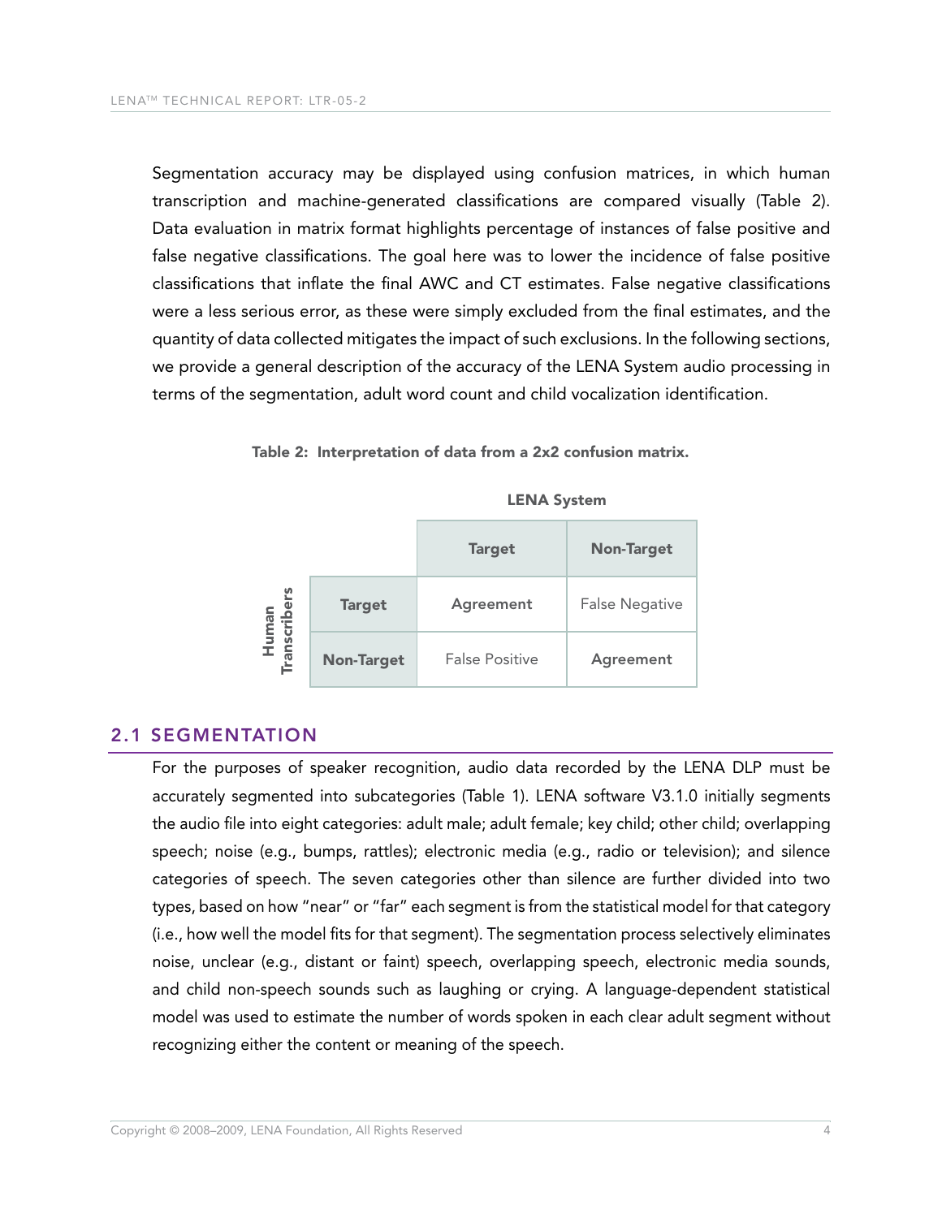Segmentation accuracy may be displayed using confusion matrices, in which human transcription and machine-generated classifications are compared visually (Table 2). Data evaluation in matrix format highlights percentage of instances of false positive and false negative classifications. The goal here was to lower the incidence of false positive classifications that inflate the final AWC and CT estimates. False negative classifications were a less serious error, as these were simply excluded from the final estimates, and the quantity of data collected mitigates the impact of such exclusions. In the following sections, we provide a general description of the accuracy of the LENA System audio processing in terms of the segmentation, adult word count and child vocalization identification.

**Table 2: Interpretation of data from a 2x2 confusion matrix.**

| | | LENA System | |
|---|---|---|---|
| | | **Target** | **Non-Target** |
| **Human Transcribers** | **Target** | **Agreement** | False Negative |
| | **Non-Target** | False Positive | **Agreement** |

## 2.1 SEGMENTATION

For the purposes of speaker recognition, audio data recorded by the LENA DLP must be accurately segmented into subcategories (Table 1). LENA software V3.1.0 initially segments the audio file into eight categories: adult male; adult female; key child; other child; overlapping speech; noise (e.g., bumps, rattles); electronic media (e.g., radio or television); and silence categories of speech. The seven categories other than silence are further divided into two types, based on how "near" or "far" each segment is from the statistical model for that category (i.e., how well the model fits for that segment). The segmentation process selectively eliminates noise, unclear (e.g., distant or faint) speech, overlapping speech, electronic media sounds, and child non-speech sounds such as laughing or crying. A language-dependent statistical model was used to estimate the number of words spoken in each clear adult segment without recognizing either the content or meaning of the speech.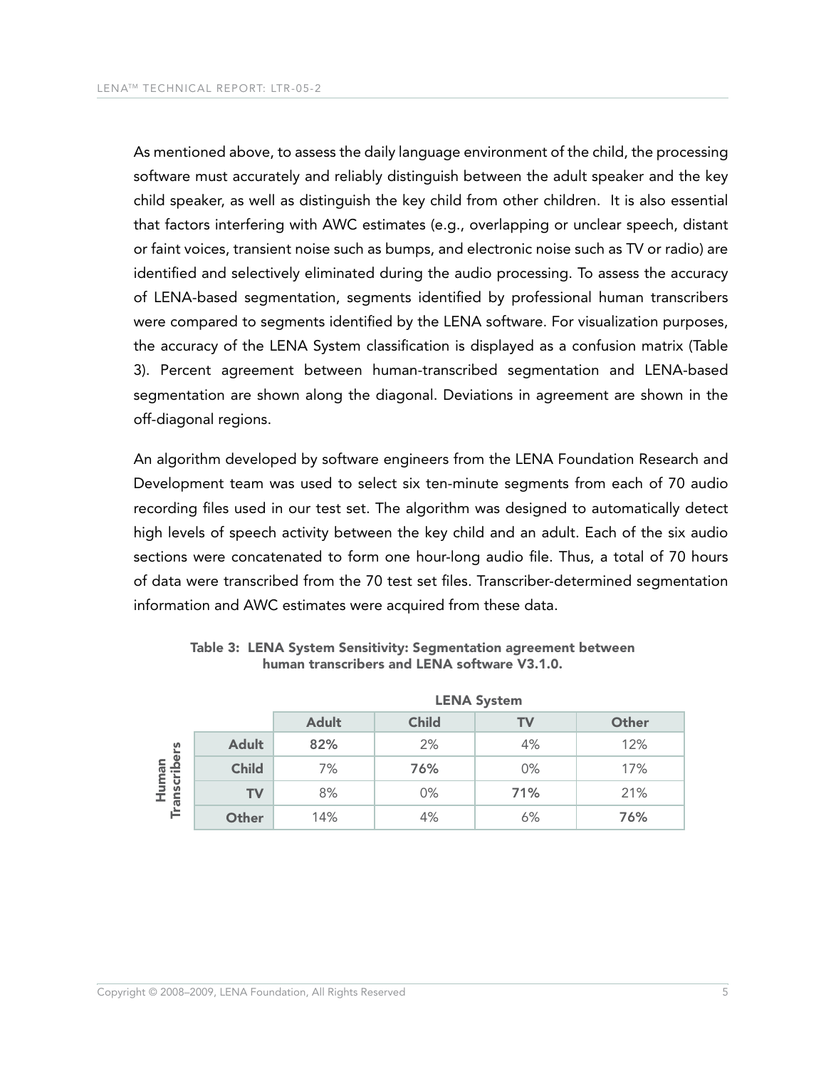As mentioned above, to assess the daily language environment of the child, the processing software must accurately and reliably distinguish between the adult speaker and the key child speaker, as well as distinguish the key child from other children. It is also essential that factors interfering with AWC estimates (e.g., overlapping or unclear speech, distant or faint voices, transient noise such as bumps, and electronic noise such as TV or radio) are identified and selectively eliminated during the audio processing. To assess the accuracy of LENA-based segmentation, segments identified by professional human transcribers were compared to segments identified by the LENA software. For visualization purposes, the accuracy of the LENA System classification is displayed as a confusion matrix (Table 3). Percent agreement between human-transcribed segmentation and LENA-based segmentation are shown along the diagonal. Deviations in agreement are shown in the off-diagonal regions.

An algorithm developed by software engineers from the LENA Foundation Research and Development team was used to select six ten-minute segments from each of 70 audio recording files used in our test set. The algorithm was designed to automatically detect high levels of speech activity between the key child and an adult. Each of the six audio sections were concatenated to form one hour-long audio file. Thus, a total of 70 hours of data were transcribed from the 70 test set files. Transcriber-determined segmentation information and AWC estimates were acquired from these data.

**Table 3: LENA System Sensitivity: Segmentation agreement between human transcribers and LENA software V3.1.0.**

| | | LENA System | | | |
|---|---|---|---|---|---|
| | | **Adult** | **Child** | **TV** | **Other** |
| **Human Transcribers** | **Adult** | **82%** | 2% | 4% | 12% |
| | **Child** | 7% | **76%** | 0% | 17% |
| | **TV** | 8% | 0% | **71%** | 21% |
| | **Other** | 14% | 4% | 6% | **76%** |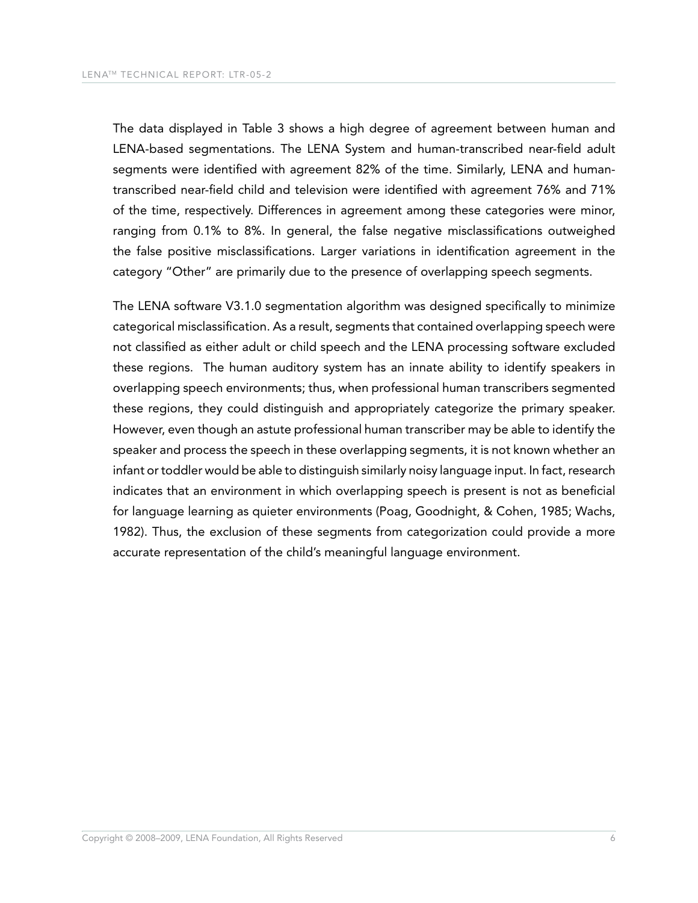The data displayed in Table 3 shows a high degree of agreement between human and LENA-based segmentations. The LENA System and human-transcribed near-field adult segments were identified with agreement 82% of the time. Similarly, LENA and human-transcribed near-field child and television were identified with agreement 76% and 71% of the time, respectively. Differences in agreement among these categories were minor, ranging from 0.1% to 8%. In general, the false negative misclassifications outweighed the false positive misclassifications. Larger variations in identification agreement in the category "Other" are primarily due to the presence of overlapping speech segments.

The LENA software V3.1.0 segmentation algorithm was designed specifically to minimize categorical misclassification. As a result, segments that contained overlapping speech were not classified as either adult or child speech and the LENA processing software excluded these regions. The human auditory system has an innate ability to identify speakers in overlapping speech environments; thus, when professional human transcribers segmented these regions, they could distinguish and appropriately categorize the primary speaker. However, even though an astute professional human transcriber may be able to identify the speaker and process the speech in these overlapping segments, it is not known whether an infant or toddler would be able to distinguish similarly noisy language input. In fact, research indicates that an environment in which overlapping speech is present is not as beneficial for language learning as quieter environments (Poag, Goodnight, & Cohen, 1985; Wachs, 1982). Thus, the exclusion of these segments from categorization could provide a more accurate representation of the child's meaningful language environment.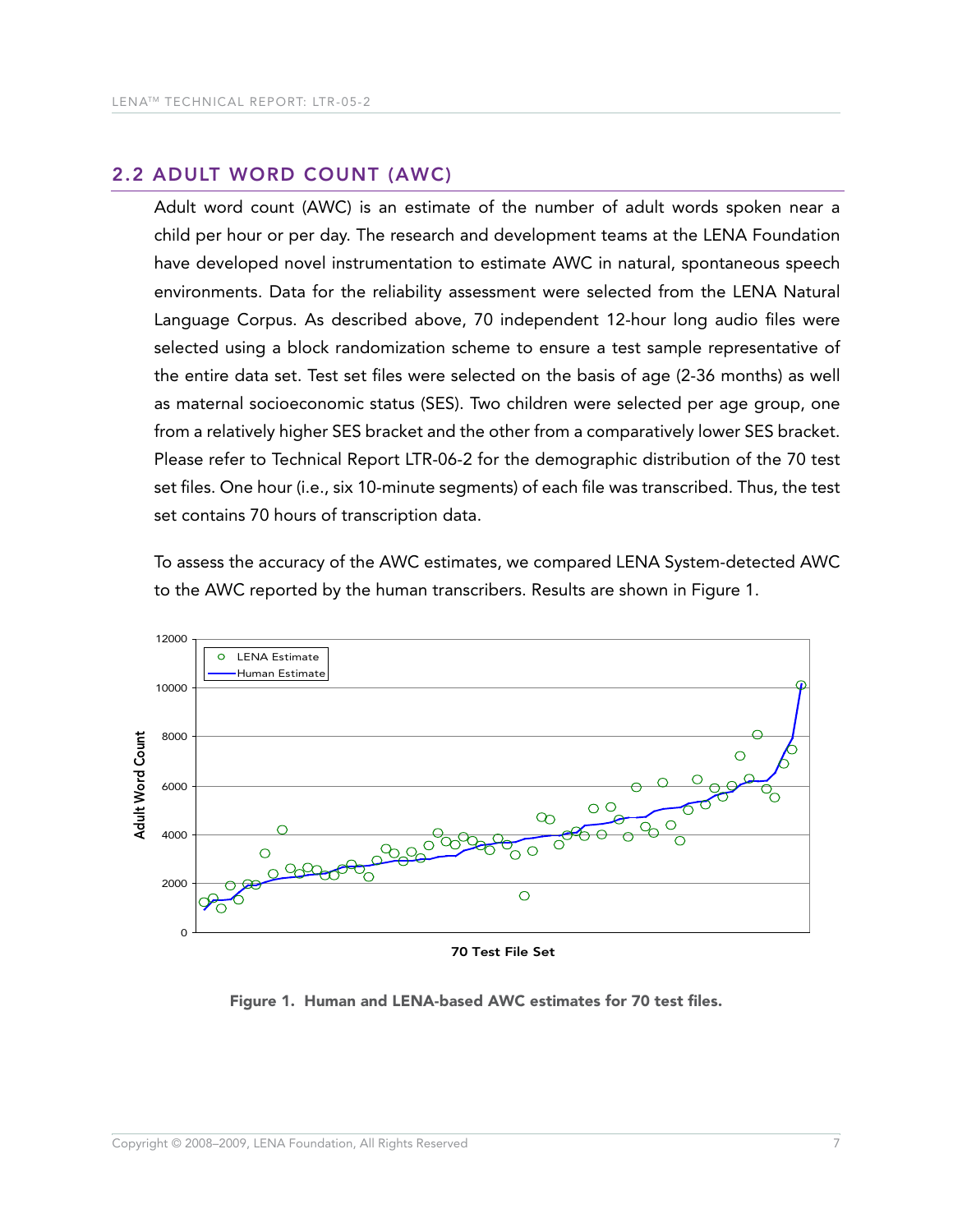## 2.2 ADULT WORD COUNT (AWC)

Adult word count (AWC) is an estimate of the number of adult words spoken near a child per hour or per day. The research and development teams at the LENA Foundation have developed novel instrumentation to estimate AWC in natural, spontaneous speech environments. Data for the reliability assessment were selected from the LENA Natural Language Corpus. As described above, 70 independent 12-hour long audio files were selected using a block randomization scheme to ensure a test sample representative of the entire data set. Test set files were selected on the basis of age (2-36 months) as well as maternal socioeconomic status (SES). Two children were selected per age group, one from a relatively higher SES bracket and the other from a comparatively lower SES bracket. Please refer to Technical Report LTR-06-2 for the demographic distribution of the 70 test set files. One hour (i.e., six 10-minute segments) of each file was transcribed. Thus, the test set contains 70 hours of transcription data.

To assess the accuracy of the AWC estimates, we compared LENA System-detected AWC to the AWC reported by the human transcribers. Results are shown in Figure 1.

**Figure 1. Human and LENA-based AWC estimates for 70 test files.**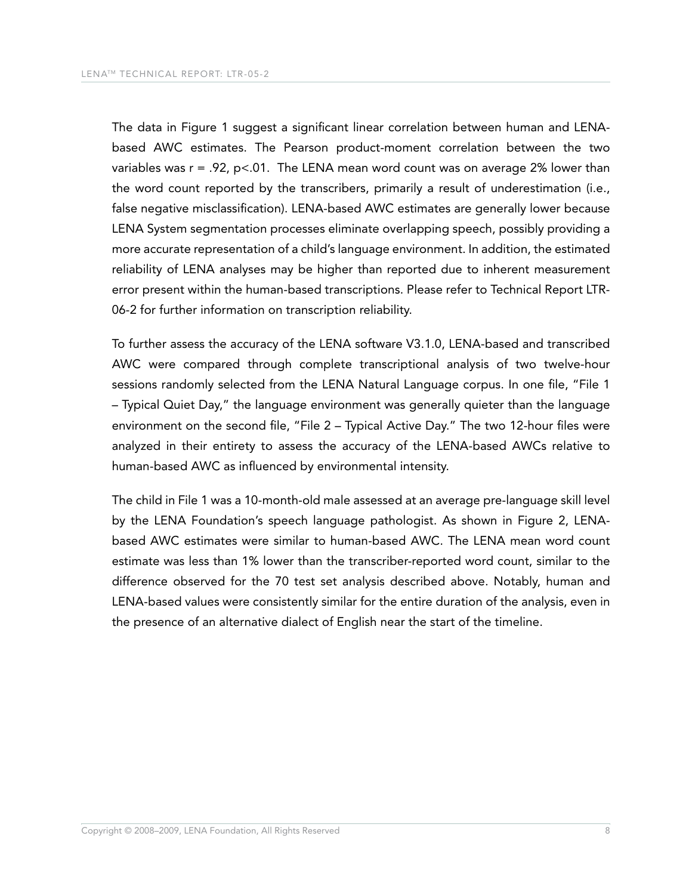The data in Figure 1 suggest a significant linear correlation between human and LENA-based AWC estimates. The Pearson product-moment correlation between the two variables was $r = .92$, $p<.01$. The LENA mean word count was on average 2% lower than the word count reported by the transcribers, primarily a result of underestimation (i.e., false negative misclassification). LENA-based AWC estimates are generally lower because LENA System segmentation processes eliminate overlapping speech, possibly providing a more accurate representation of a child's language environment. In addition, the estimated reliability of LENA analyses may be higher than reported due to inherent measurement error present within the human-based transcriptions. Please refer to Technical Report LTR-06-2 for further information on transcription reliability.

To further assess the accuracy of the LENA software V3.1.0, LENA-based and transcribed AWC were compared through complete transcriptional analysis of two twelve-hour sessions randomly selected from the LENA Natural Language corpus. In one file, "File 1 – Typical Quiet Day," the language environment was generally quieter than the language environment on the second file, "File 2 – Typical Active Day." The two 12-hour files were analyzed in their entirety to assess the accuracy of the LENA-based AWCs relative to human-based AWC as influenced by environmental intensity.

The child in File 1 was a 10-month-old male assessed at an average pre-language skill level by the LENA Foundation's speech language pathologist. As shown in Figure 2, LENA-based AWC estimates were similar to human-based AWC. The LENA mean word count estimate was less than 1% lower than the transcriber-reported word count, similar to the difference observed for the 70 test set analysis described above. Notably, human and LENA-based values were consistently similar for the entire duration of the analysis, even in the presence of an alternative dialect of English near the start of the timeline.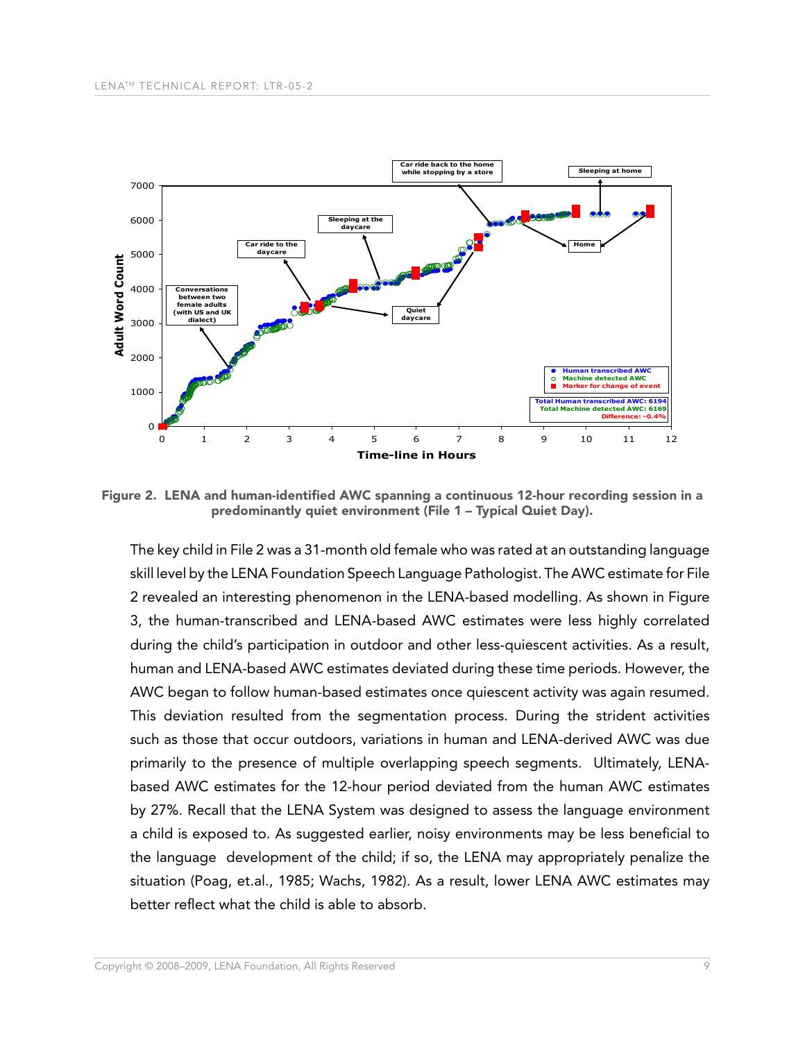Figure 2. LENA and human-identified AWC spanning a continuous 12-hour recording session in a predominantly quiet environment (File 1 – Typical Quiet Day).

The key child in File 2 was a 31-month old female who was rated at an outstanding language skill level by the LENA Foundation Speech Language Pathologist. The AWC estimate for File 2 revealed an interesting phenomenon in the LENA-based modelling. As shown in Figure 3, the human-transcribed and LENA-based AWC estimates were less highly correlated during the child's participation in outdoor and other less-quiescent activities. As a result, human and LENA-based AWC estimates deviated during these time periods. However, the AWC began to follow human-based estimates once quiescent activity was again resumed. This deviation resulted from the segmentation process. During the strident activities such as those that occur outdoors, variations in human and LENA-derived AWC was due primarily to the presence of multiple overlapping speech segments. Ultimately, LENA-based AWC estimates for the 12-hour period deviated from the human AWC estimates by 27%. Recall that the LENA System was designed to assess the language environment a child is exposed to. As suggested earlier, noisy environments may be less beneficial to the language development of the child; if so, the LENA may appropriately penalize the situation (Poag, et.al., 1985; Wachs, 1982). As a result, lower LENA AWC estimates may better reflect what the child is able to absorb.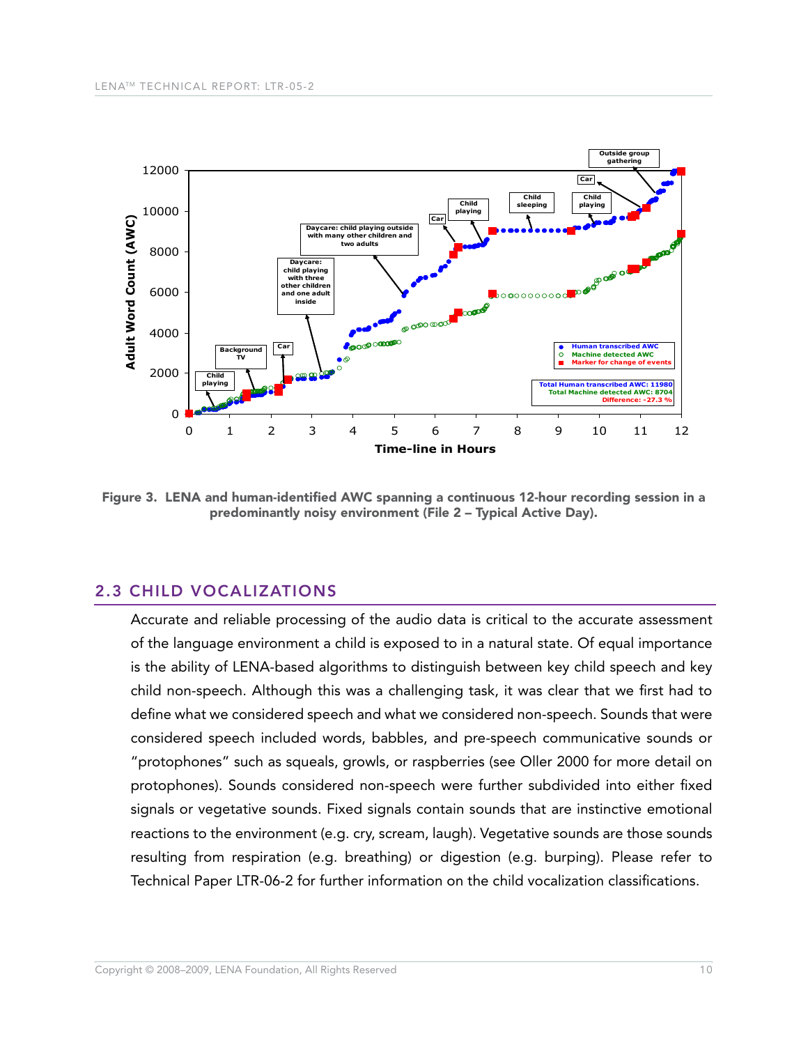**Figure 3. LENA and human-identified AWC spanning a continuous 12-hour recording session in a predominantly noisy environment (File 2 – Typical Active Day).**

## 2.3 CHILD VOCALIZATIONS

Accurate and reliable processing of the audio data is critical to the accurate assessment of the language environment a child is exposed to in a natural state. Of equal importance is the ability of LENA-based algorithms to distinguish between key child speech and key child non-speech. Although this was a challenging task, it was clear that we first had to define what we considered speech and what we considered non-speech. Sounds that were considered speech included words, babbles, and pre-speech communicative sounds or "protophones" such as squeals, growls, or raspberries (see Oller 2000 for more detail on protophones). Sounds considered non-speech were further subdivided into either fixed signals or vegetative sounds. Fixed signals contain sounds that are instinctive emotional reactions to the environment (e.g. cry, scream, laugh). Vegetative sounds are those sounds resulting from respiration (e.g. breathing) or digestion (e.g. burping). Please refer to Technical Paper LTR-06-2 for further information on the child vocalization classifications.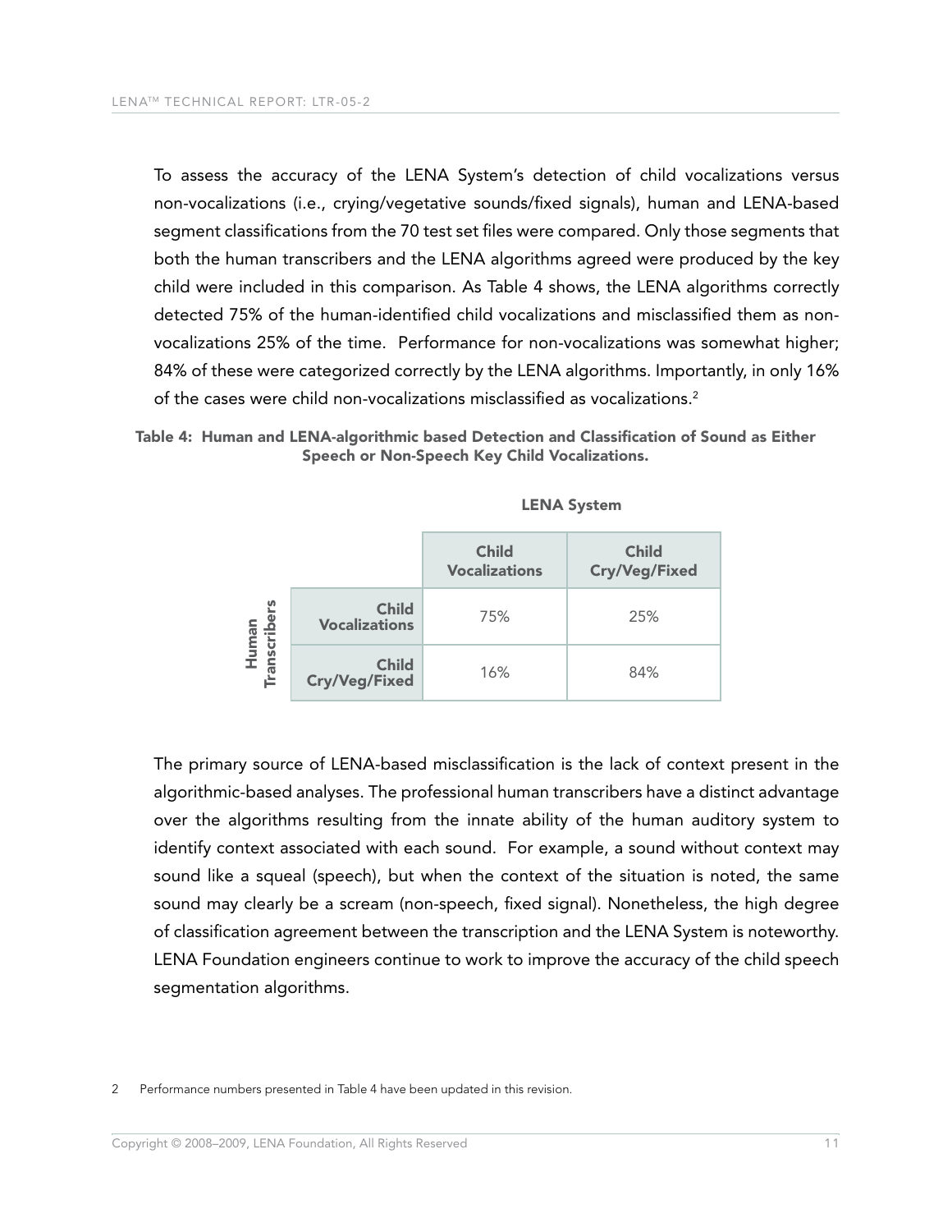To assess the accuracy of the LENA System's detection of child vocalizations versus non-vocalizations (i.e., crying/vegetative sounds/fixed signals), human and LENA-based segment classifications from the 70 test set files were compared. Only those segments that both the human transcribers and the LENA algorithms agreed were produced by the key child were included in this comparison. As Table 4 shows, the LENA algorithms correctly detected 75% of the human-identified child vocalizations and misclassified them as non-vocalizations 25% of the time. Performance for non-vocalizations was somewhat higher; 84% of these were categorized correctly by the LENA algorithms. Importantly, in only 16% of the cases were child non-vocalizations misclassified as vocalizations.[2]

**Table 4: Human and LENA-algorithmic based Detection and Classification of Sound as Either Speech or Non-Speech Key Child Vocalizations.**

| | | LENA System | |
|---|---|---|---|
| | | **Child Vocalizations** | **Child Cry/Veg/Fixed** |
| **Human Transcribers** | **Child Vocalizations** | 75% | 25% |
| | **Child Cry/Veg/Fixed** | 16% | 84% |

The primary source of LENA-based misclassification is the lack of context present in the algorithmic-based analyses. The professional human transcribers have a distinct advantage over the algorithms resulting from the innate ability of the human auditory system to identify context associated with each sound. For example, a sound without context may sound like a squeal (speech), but when the context of the situation is noted, the same sound may clearly be a scream (non-speech, fixed signal). Nonetheless, the high degree of classification agreement between the transcription and the LENA System is noteworthy. LENA Foundation engineers continue to work to improve the accuracy of the child speech segmentation algorithms.

2 Performance numbers presented in Table 4 have been updated in this revision.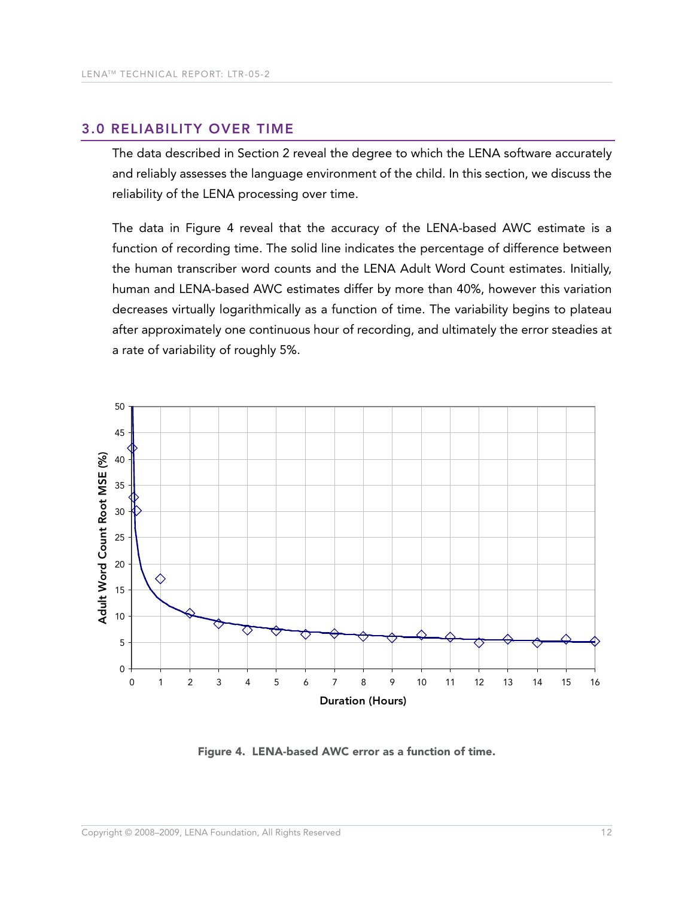## 3.0 RELIABILITY OVER TIME

The data described in Section 2 reveal the degree to which the LENA software accurately and reliably assesses the language environment of the child. In this section, we discuss the reliability of the LENA processing over time.

The data in Figure 4 reveal that the accuracy of the LENA-based AWC estimate is a function of recording time. The solid line indicates the percentage of difference between the human transcriber word counts and the LENA Adult Word Count estimates. Initially, human and LENA-based AWC estimates differ by more than 40%, however this variation decreases virtually logarithmically as a function of time. The variability begins to plateau after approximately one continuous hour of recording, and ultimately the error steadies at a rate of variability of roughly 5%.

**Figure 4. LENA-based AWC error as a function of time.**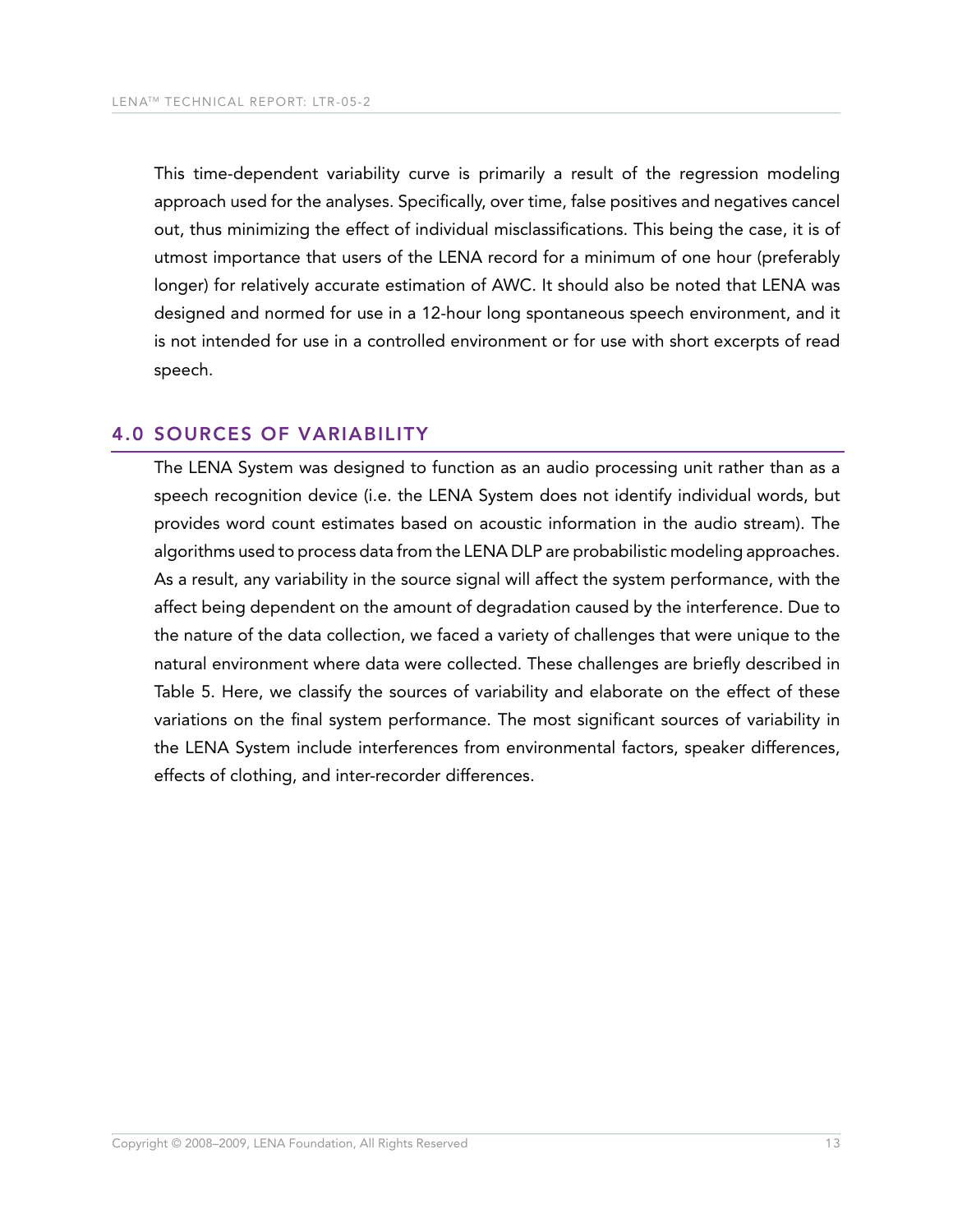This time-dependent variability curve is primarily a result of the regression modeling approach used for the analyses. Specifically, over time, false positives and negatives cancel out, thus minimizing the effect of individual misclassifications. This being the case, it is of utmost importance that users of the LENA record for a minimum of one hour (preferably longer) for relatively accurate estimation of AWC. It should also be noted that LENA was designed and normed for use in a 12-hour long spontaneous speech environment, and it is not intended for use in a controlled environment or for use with short excerpts of read speech.

## 4.0 SOURCES OF VARIABILITY

The LENA System was designed to function as an audio processing unit rather than as a speech recognition device (i.e. the LENA System does not identify individual words, but provides word count estimates based on acoustic information in the audio stream). The algorithms used to process data from the LENA DLP are probabilistic modeling approaches. As a result, any variability in the source signal will affect the system performance, with the affect being dependent on the amount of degradation caused by the interference. Due to the nature of the data collection, we faced a variety of challenges that were unique to the natural environment where data were collected. These challenges are briefly described in Table 5. Here, we classify the sources of variability and elaborate on the effect of these variations on the final system performance. The most significant sources of variability in the LENA System include interferences from environmental factors, speaker differences, effects of clothing, and inter-recorder differences.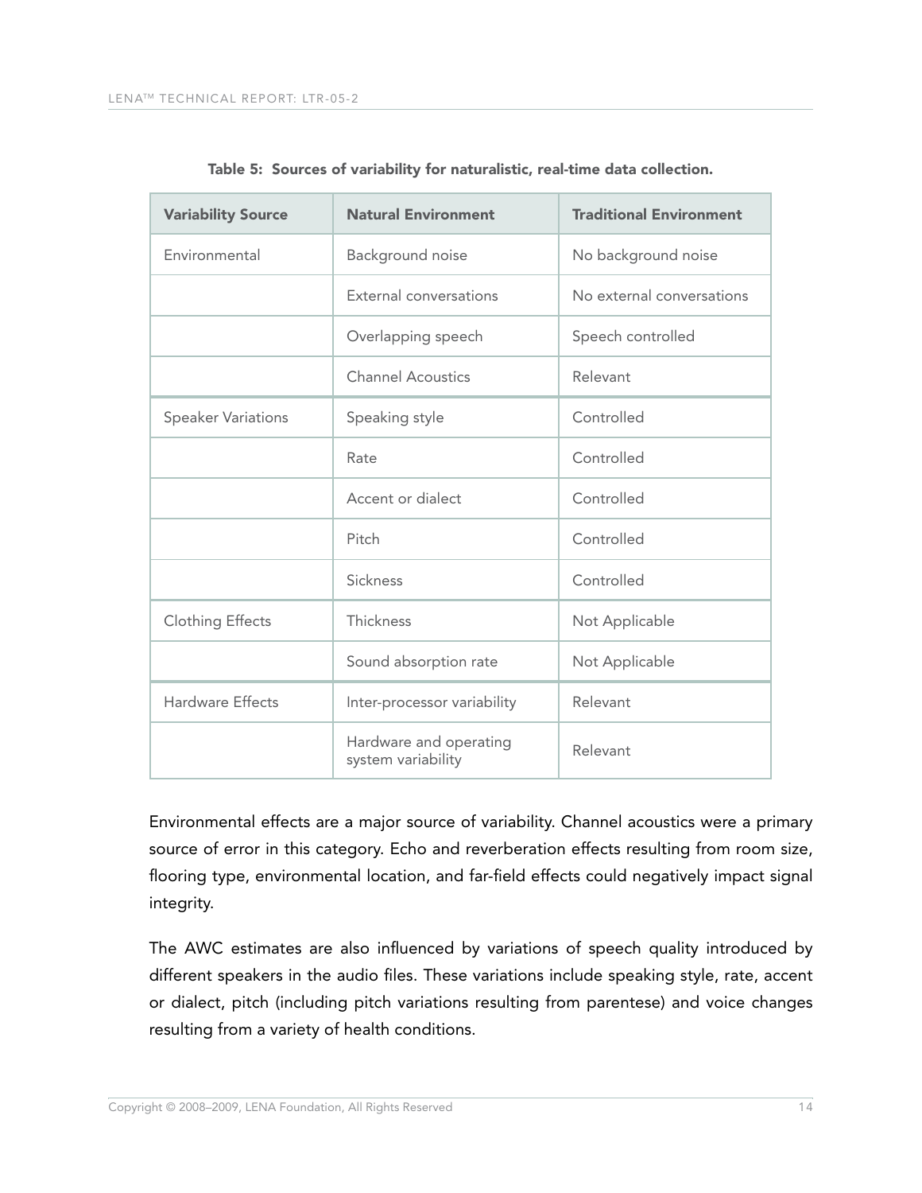**Table 5: Sources of variability for naturalistic, real-time data collection.**

| Variability Source | Natural Environment | Traditional Environment |
|---|---|---|
| Environmental | Background noise | No background noise |
| | External conversations | No external conversations |
| | Overlapping speech | Speech controlled |
| | Channel Acoustics | Relevant |
| Speaker Variations | Speaking style | Controlled |
| | Rate | Controlled |
| | Accent or dialect | Controlled |
| | Pitch | Controlled |
| | Sickness | Controlled |
| Clothing Effects | Thickness | Not Applicable |
| | Sound absorption rate | Not Applicable |
| Hardware Effects | Inter-processor variability | Relevant |
| | Hardware and operating system variability | Relevant |

Environmental effects are a major source of variability. Channel acoustics were a primary source of error in this category. Echo and reverberation effects resulting from room size, flooring type, environmental location, and far-field effects could negatively impact signal integrity.

The AWC estimates are also influenced by variations of speech quality introduced by different speakers in the audio files. These variations include speaking style, rate, accent or dialect, pitch (including pitch variations resulting from parentese) and voice changes resulting from a variety of health conditions.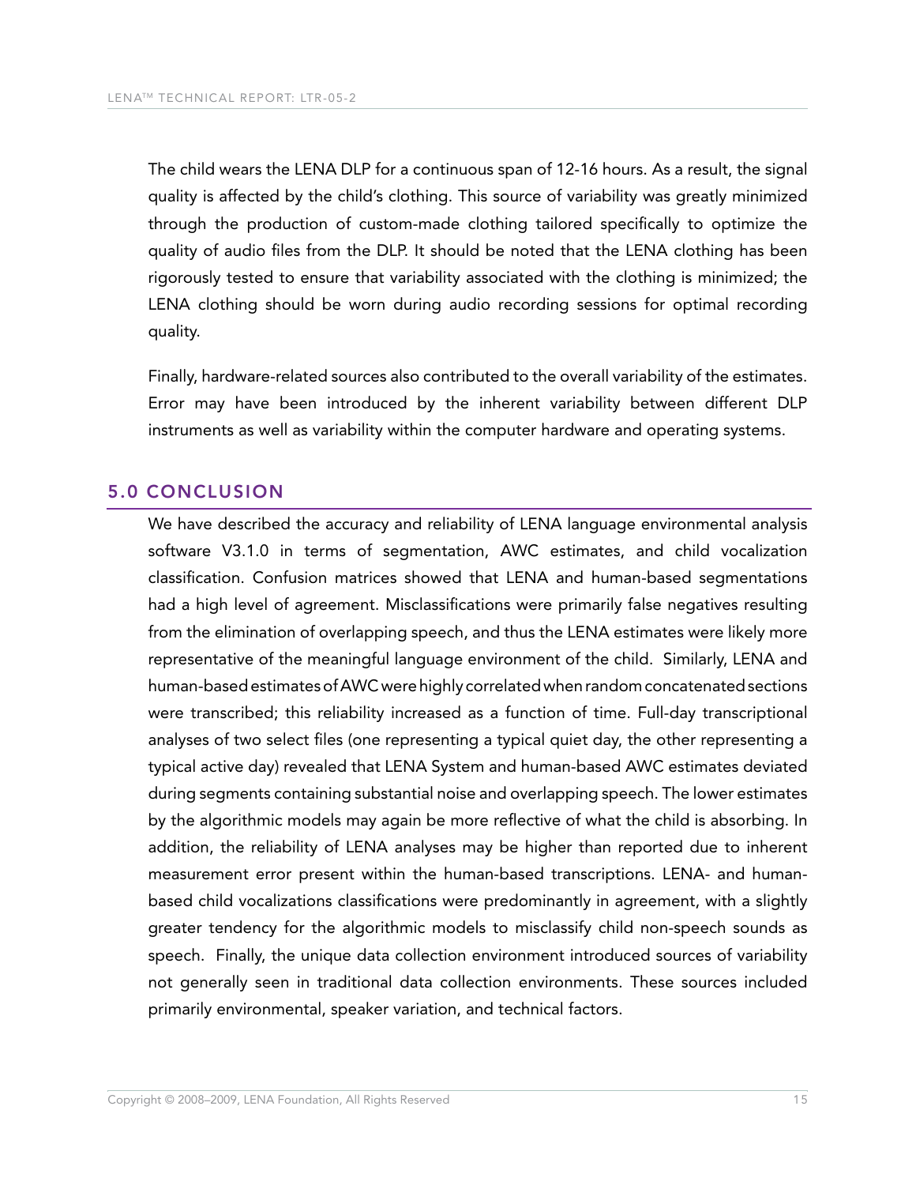The child wears the LENA DLP for a continuous span of 12-16 hours. As a result, the signal quality is affected by the child's clothing. This source of variability was greatly minimized through the production of custom-made clothing tailored specifically to optimize the quality of audio files from the DLP. It should be noted that the LENA clothing has been rigorously tested to ensure that variability associated with the clothing is minimized; the LENA clothing should be worn during audio recording sessions for optimal recording quality.

Finally, hardware-related sources also contributed to the overall variability of the estimates. Error may have been introduced by the inherent variability between different DLP instruments as well as variability within the computer hardware and operating systems.

## 5.0 CONCLUSION

We have described the accuracy and reliability of LENA language environmental analysis software V3.1.0 in terms of segmentation, AWC estimates, and child vocalization classification. Confusion matrices showed that LENA and human-based segmentations had a high level of agreement. Misclassifications were primarily false negatives resulting from the elimination of overlapping speech, and thus the LENA estimates were likely more representative of the meaningful language environment of the child. Similarly, LENA and human-based estimates of AWC were highly correlated when random concatenated sections were transcribed; this reliability increased as a function of time. Full-day transcriptional analyses of two select files (one representing a typical quiet day, the other representing a typical active day) revealed that LENA System and human-based AWC estimates deviated during segments containing substantial noise and overlapping speech. The lower estimates by the algorithmic models may again be more reflective of what the child is absorbing. In addition, the reliability of LENA analyses may be higher than reported due to inherent measurement error present within the human-based transcriptions. LENA- and human-based child vocalizations classifications were predominantly in agreement, with a slightly greater tendency for the algorithmic models to misclassify child non-speech sounds as speech. Finally, the unique data collection environment introduced sources of variability not generally seen in traditional data collection environments. These sources included primarily environmental, speaker variation, and technical factors.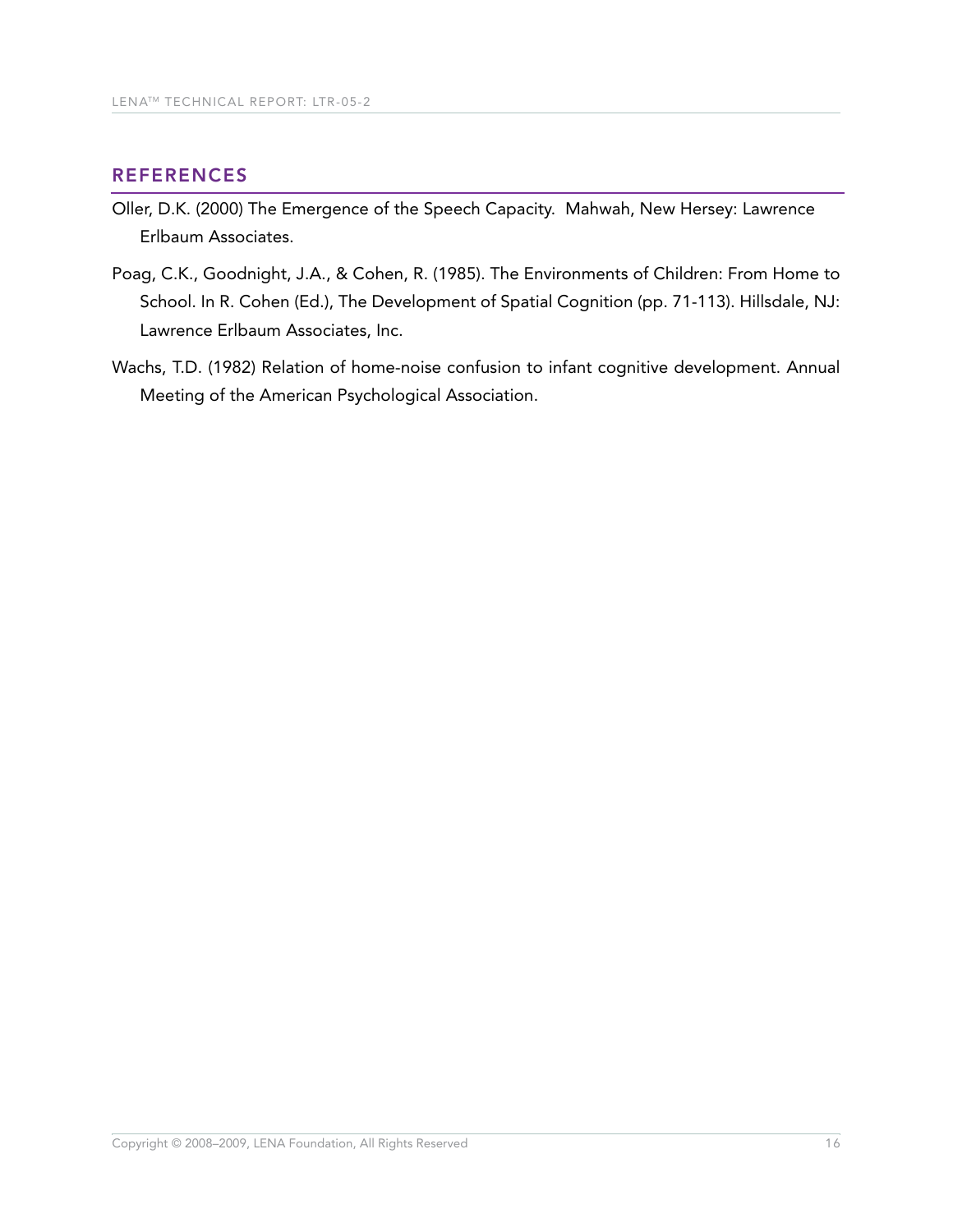## REFERENCES

Oller, D.K. (2000) The Emergence of the Speech Capacity.  Mahwah, New Hersey: Lawrence Erlbaum Associates.

Poag, C.K., Goodnight, J.A., & Cohen, R. (1985). The Environments of Children: From Home to School. In R. Cohen (Ed.), The Development of Spatial Cognition (pp. 71-113). Hillsdale, NJ: Lawrence Erlbaum Associates, Inc.

Wachs, T.D. (1982) Relation of home-noise confusion to infant cognitive development. Annual Meeting of the American Psychological Association.